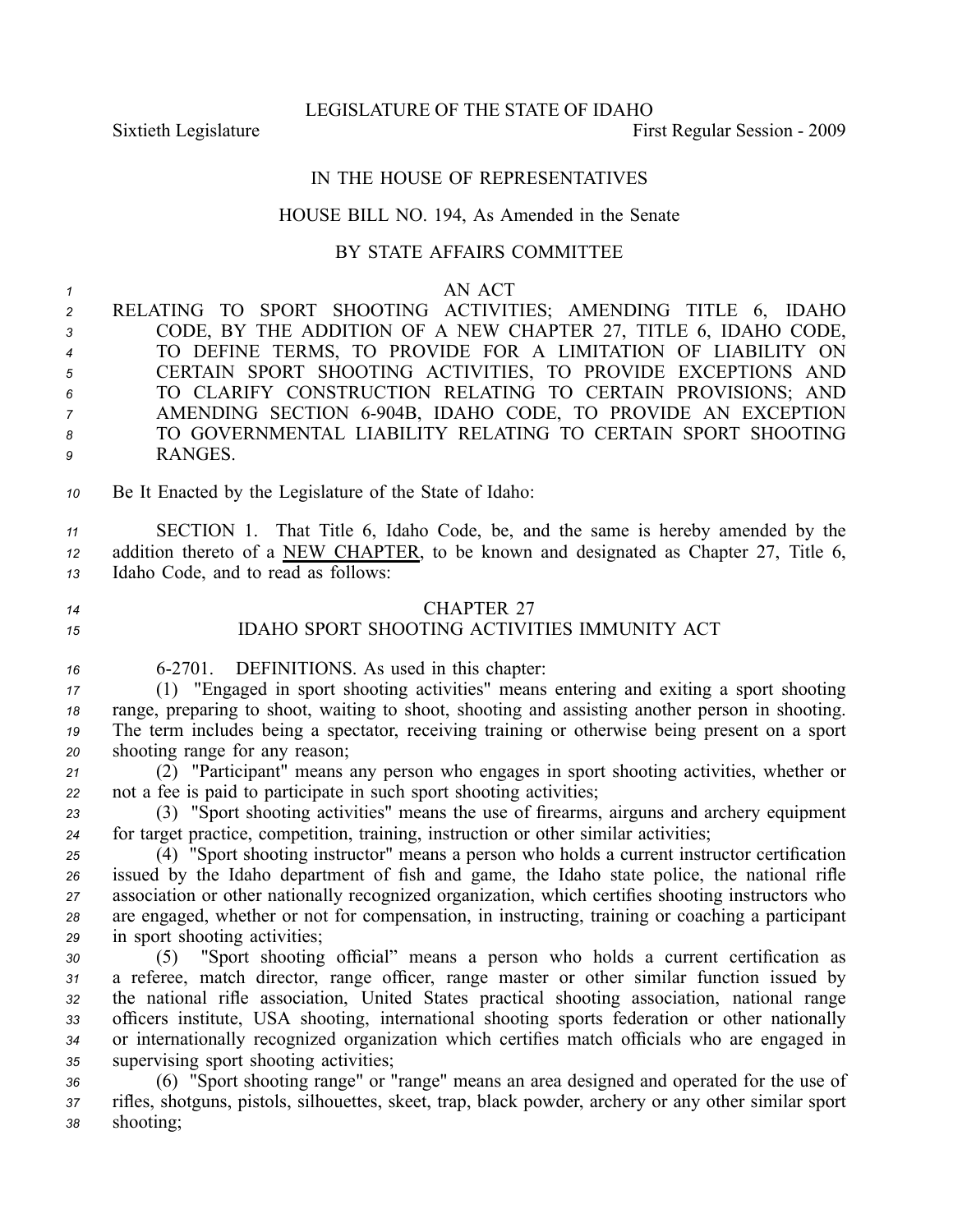LEGISLATURE OF THE STATE OF IDAHO

Sixtieth Legislature First Regular Session - 2009

IN THE HOUSE OF REPRESENTATIVES

HOUSE BILL NO. 194, As Amended in the Senate

BY STATE AFFAIRS COMMITTEE

AN ACT

RELATING TO SPORT SHOOTING ACTIVITIES; AMENDING TITLE 6, IDAHO CODE, BY THE ADDITION OF A NEW CHAPTER 27, TITLE 6, IDAHO CODE, TO DEFINE TERMS, TO PROVIDE FOR A LIMITATION OF LIABILITY ON CERTAIN SPORT SHOOTING ACTIVITIES, TO PROVIDE EXCEPTIONS AND TO CLARIFY CONSTRUCTION RELATING TO CERTAIN PROVISIONS; AND AMENDING SECTION 6-904B, IDAHO CODE, TO PROVIDE AN EXCEPTION TO GOVERNMENTAL LIABILITY RELATING TO CERTAIN SPORT SHOOTING RANGES.

Be It Enacted by the Legislature of the State of Idaho:

SECTION 1. That Title 6, Idaho Code, be, and the same is hereby amended by the addition thereto of a NEW CHAPTER, to be known and designated as Chapter 27, Title 6, Idaho Code, and to read as follows:

CHAPTER 27

IDAHO SPORT SHOOTING ACTIVITIES IMMUNITY ACT

6-2701. DEFINITIONS. As used in this chapter:

(1) "Engaged in sport shooting activities" means entering and exiting a sport shooting range, preparing to shoot, waiting to shoot, shooting and assisting another person in shooting. The term includes being a spectator, receiving training or otherwise being present on a sport shooting range for any reason;

(2) "Participant" means any person who engages in sport shooting activities, whether or not a fee is paid to participate in such sport shooting activities;

(3) "Sport shooting activities" means the use of firearms, airguns and archery equipment for target practice, competition, training, instruction or other similar activities;

(4) "Sport shooting instructor" means a person who holds a current instructor certification issued by the Idaho department of fish and game, the Idaho state police, the national rifle association or other nationally recognized organization, which certifies shooting instructors who are engaged, whether or not for compensation, in instructing, training or coaching a participant in sport shooting activities;

(5) "Sport shooting official" means a person who holds a current certification as a referee, match director, range officer, range master or other similar function issued by the national rifle association, United States practical shooting association, national range officers institute, USA shooting, international shooting sports federation or other nationally or internationally recognized organization which certifies match officials who are engaged in supervising sport shooting activities;

(6) "Sport shooting range" or "range" means an area designed and operated for the use of rifles, shotguns, pistols, silhouettes, skeet, trap, black powder, archery or any other similar sport shooting;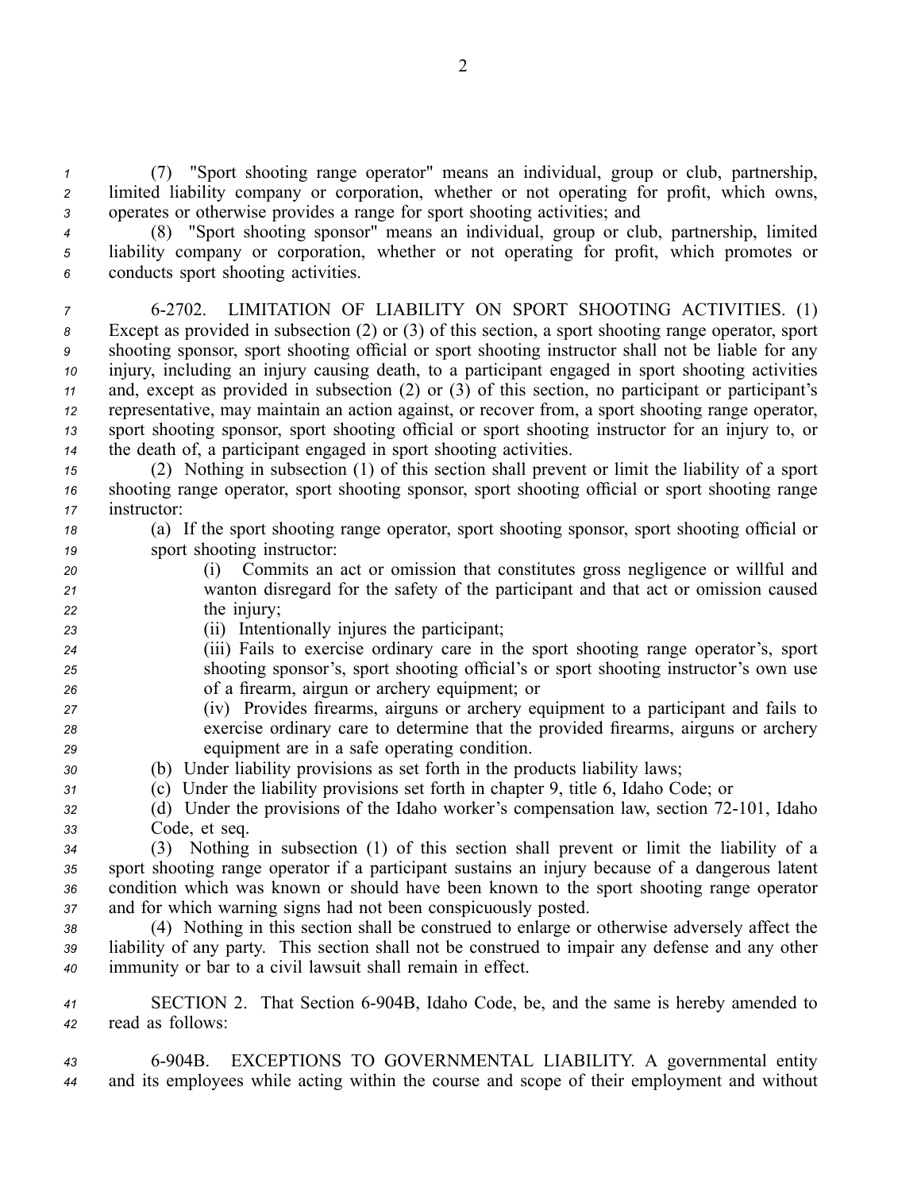(7) "Sport shooting range operator" means an individual, group or club, partnership, limited liability company or corporation, whether or not operating for profit, which owns, operates or otherwise provides a range for sport shooting activities; and

(8) "Sport shooting sponsor" means an individual, group or club, partnership, limited liability company or corporation, whether or not operating for profit, which promotes or conducts sport shooting activities.

6-2702. LIMITATION OF LIABILITY ON SPORT SHOOTING ACTIVITIES. (1) Except as provided in subsection (2) or (3) of this section, a sport shooting range operator, sport shooting sponsor, sport shooting official or sport shooting instructor shall not be liable for any injury, including an injury causing death, to a participant engaged in sport shooting activities and, except as provided in subsection (2) or (3) of this section, no participant or participant's representative, may maintain an action against, or recover from, a sport shooting range operator, sport shooting sponsor, sport shooting official or sport shooting instructor for an injury to, or the death of, a participant engaged in sport shooting activities.

(2) Nothing in subsection (1) of this section shall prevent or limit the liability of a sport shooting range operator, sport shooting sponsor, sport shooting official or sport shooting range instructor:

(a) If the sport shooting range operator, sport shooting sponsor, sport shooting official or sport shooting instructor:

(i) Commits an act or omission that constitutes gross negligence or willful and wanton disregard for the safety of the participant and that act or omission caused the injury;

(ii) Intentionally injures the participant;

(iii) Fails to exercise ordinary care in the sport shooting range operator's, sport shooting sponsor's, sport shooting official's or sport shooting instructor's own use of a firearm, airgun or archery equipment; or

(iv) Provides firearms, airguns or archery equipment to a participant and fails to exercise ordinary care to determine that the provided firearms, airguns or archery equipment are in a safe operating condition.

(b) Under liability provisions as set forth in the products liability laws;

(c) Under the liability provisions set forth in chapter 9, title 6, Idaho Code; or

(d) Under the provisions of the Idaho worker's compensation law, section 72-101, Idaho Code, et seq.

(3) Nothing in subsection (1) of this section shall prevent or limit the liability of a sport shooting range operator if a participant sustains an injury because of a dangerous latent condition which was known or should have been known to the sport shooting range operator and for which warning signs had not been conspicuously posted.

(4) Nothing in this section shall be construed to enlarge or otherwise adversely affect the liability of any party. This section shall not be construed to impair any defense and any other immunity or bar to a civil lawsuit shall remain in effect.

SECTION 2. That Section 6-904B, Idaho Code, be, and the same is hereby amended to read as follows:

6-904B. EXCEPTIONS TO GOVERNMENTAL LIABILITY. A governmental entity and its employees while acting within the course and scope of their employment and without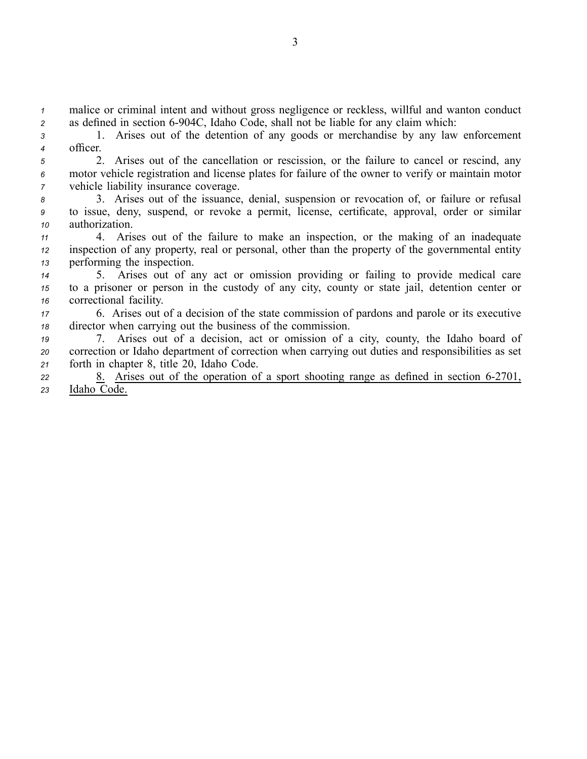malice or criminal intent and without gross negligence or reckless, willful and wanton conduct as defined in section 6-904C, Idaho Code, shall not be liable for any claim which:

1. Arises out of the detention of any goods or merchandise by any law enforcement officer.

2. Arises out of the cancellation or rescission, or the failure to cancel or rescind, any motor vehicle registration and license plates for failure of the owner to verify or maintain motor vehicle liability insurance coverage.

3. Arises out of the issuance, denial, suspension or revocation of, or failure or refusal to issue, deny, suspend, or revoke a permit, license, certificate, approval, order or similar authorization.

4. Arises out of the failure to make an inspection, or the making of an inadequate inspection of any property, real or personal, other than the property of the governmental entity performing the inspection.

5. Arises out of any act or omission providing or failing to provide medical care to a prisoner or person in the custody of any city, county or state jail, detention center or correctional facility.

6. Arises out of a decision of the state commission of pardons and parole or its executive director when carrying out the business of the commission.

7. Arises out of a decision, act or omission of a city, county, the Idaho board of correction or Idaho department of correction when carrying out duties and responsibilities as set forth in chapter 8, title 20, Idaho Code.

<u>8. Arises out of the operation of a sport shooting range as defined in section 6-2701, Idaho Code.</u>